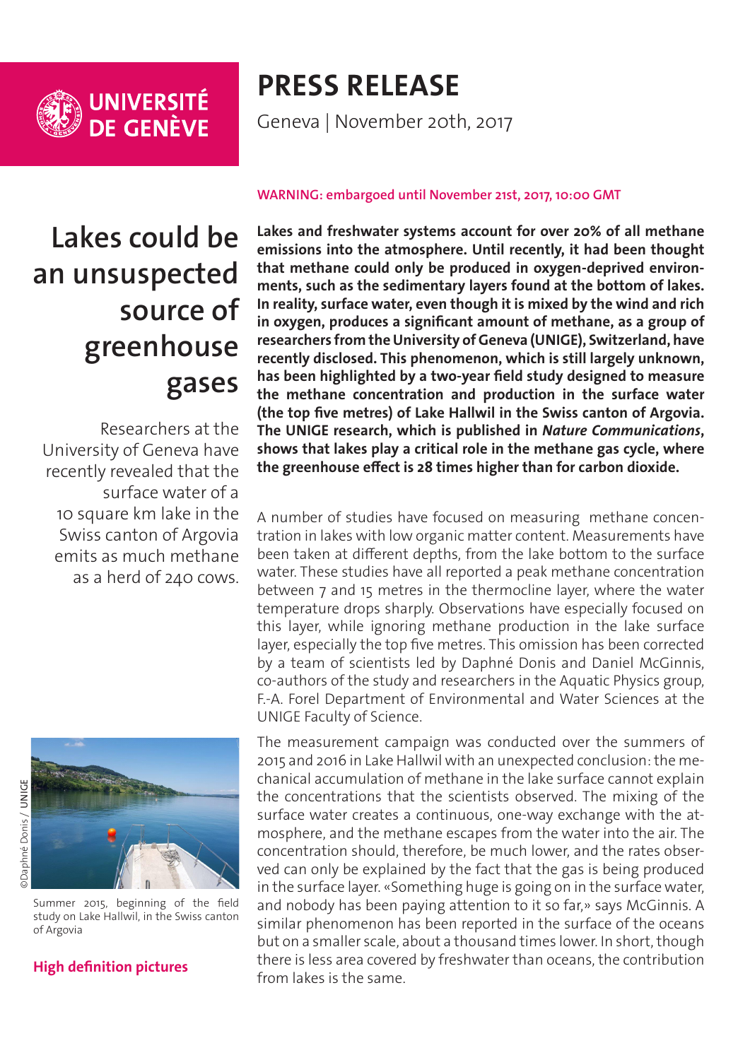UNIVERSITÉ DE GENÈVE

# PRESS RELEASE

Geneva | November 20th, 2017

WARNING: embargoed until November 21st, 2017, 10:00 GMT

## Lakes could be an unsuspected source of greenhouse gases

Researchers at the University of Geneva have recently revealed that the surface water of a 10 square km lake in the Swiss canton of Argovia emits as much methane as a herd of 240 cows.

**Lakes and freshwater systems account for over 20% of all methane emissions into the atmosphere. Until recently, it had been thought that methane could only be produced in oxygen-deprived environments, such as the sedimentary layers found at the bottom of lakes. In reality, surface water, even though it is mixed by the wind and rich in oxygen, produces a significant amount of methane, as a group of researchers from the University of Geneva (UNIGE), Switzerland, have recently disclosed. This phenomenon, which is still largely unknown, has been highlighted by a two-year field study designed to measure the methane concentration and production in the surface water (the top five metres) of Lake Hallwil in the Swiss canton of Argovia. The UNIGE research, which is published in *Nature Communications*, shows that lakes play a critical role in the methane gas cycle, where the greenhouse effect is 28 times higher than for carbon dioxide.**

A number of studies have focused on measuring methane concentration in lakes with low organic matter content. Measurements have been taken at different depths, from the lake bottom to the surface water. These studies have all reported a peak methane concentration between 7 and 15 metres in the thermocline layer, where the water temperature drops sharply. Observations have especially focused on this layer, while ignoring methane production in the lake surface layer, especially the top five metres. This omission has been corrected by a team of scientists led by Daphné Donis and Daniel McGinnis, co-authors of the study and researchers in the Aquatic Physics group, F.-A. Forel Department of Environmental and Water Sciences at the UNIGE Faculty of Science.

©Daphné Donis / UNIGE

Summer 2015, beginning of the field study on Lake Hallwil, in the Swiss canton of Argovia

**High definition pictures**

The measurement campaign was conducted over the summers of 2015 and 2016 in Lake Hallwil with an unexpected conclusion: the mechanical accumulation of methane in the lake surface cannot explain the concentrations that the scientists observed. The mixing of the surface water creates a continuous, one-way exchange with the atmosphere, and the methane escapes from the water into the air. The concentration should, therefore, be much lower, and the rates observed can only be explained by the fact that the gas is being produced in the surface layer. «Something huge is going on in the surface water, and nobody has been paying attention to it so far,» says McGinnis. A similar phenomenon has been reported in the surface of the oceans but on a smaller scale, about a thousand times lower. In short, though there is less area covered by freshwater than oceans, the contribution from lakes is the same.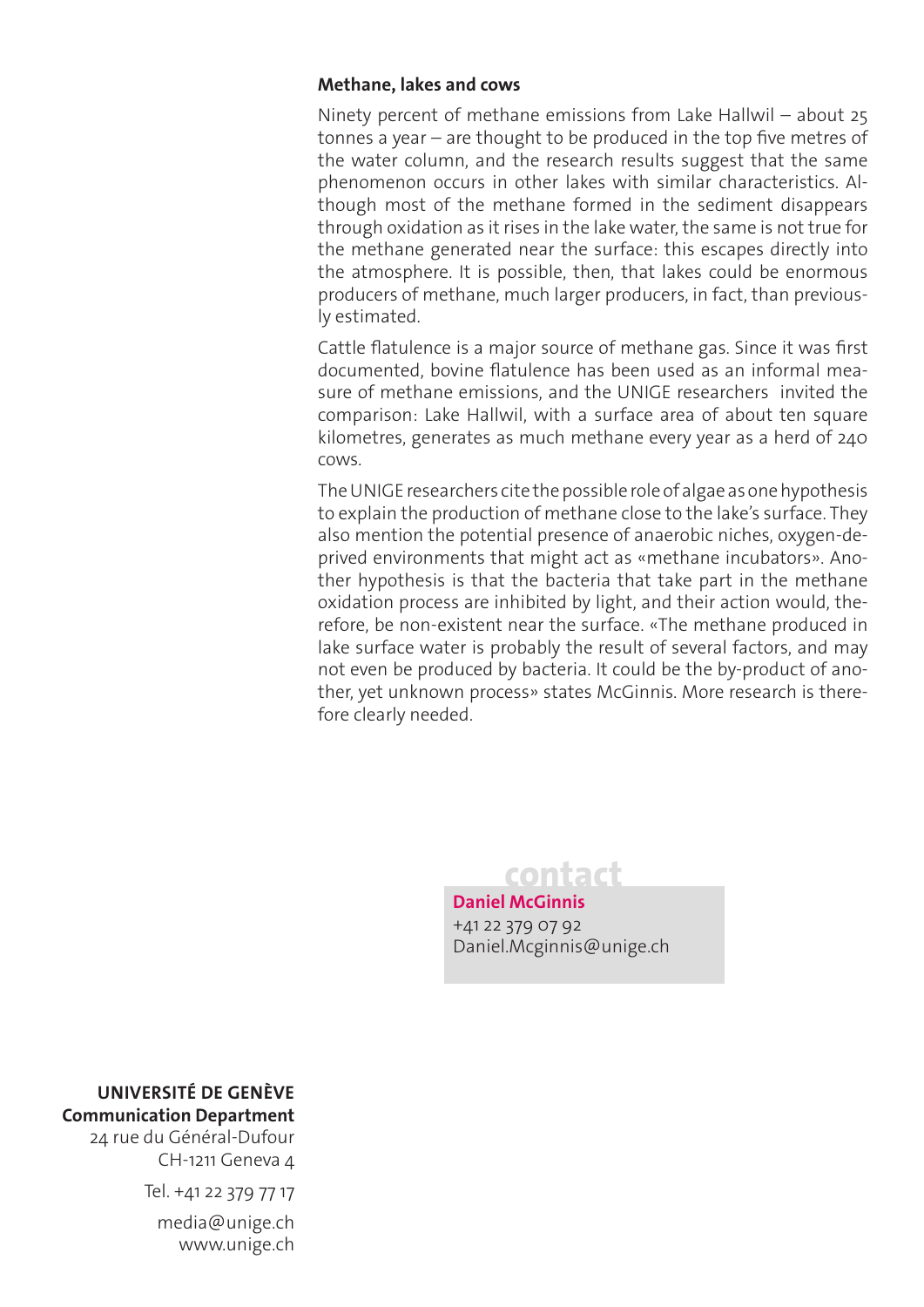**Methane, lakes and cows**

Ninety percent of methane emissions from Lake Hallwil – about 25 tonnes a year – are thought to be produced in the top five metres of the water column, and the research results suggest that the same phenomenon occurs in other lakes with similar characteristics. Although most of the methane formed in the sediment disappears through oxidation as it rises in the lake water, the same is not true for the methane generated near the surface: this escapes directly into the atmosphere. It is possible, then, that lakes could be enormous producers of methane, much larger producers, in fact, than previously estimated.

Cattle flatulence is a major source of methane gas. Since it was first documented, bovine flatulence has been used as an informal measure of methane emissions, and the UNIGE researchers invited the comparison: Lake Hallwil, with a surface area of about ten square kilometres, generates as much methane every year as a herd of 240 cows.

The UNIGE researchers cite the possible role of algae as one hypothesis to explain the production of methane close to the lake's surface. They also mention the potential presence of anaerobic niches, oxygen-deprived environments that might act as «methane incubators». Another hypothesis is that the bacteria that take part in the methane oxidation process are inhibited by light, and their action would, therefore, be non-existent near the surface. «The methane produced in lake surface water is probably the result of several factors, and may not even be produced by bacteria. It could be the by-product of another, yet unknown process» states McGinnis. More research is therefore clearly needed.

**contact**

**Daniel McGinnis**
+41 22 379 07 92
Daniel.Mcginnis@unige.ch

**UNIVERSITÉ DE GENÈVE**
**Communication Department**
24 rue du Général-Dufour
CH-1211 Geneva 4

Tel. +41 22 379 77 17

media@unige.ch
www.unige.ch